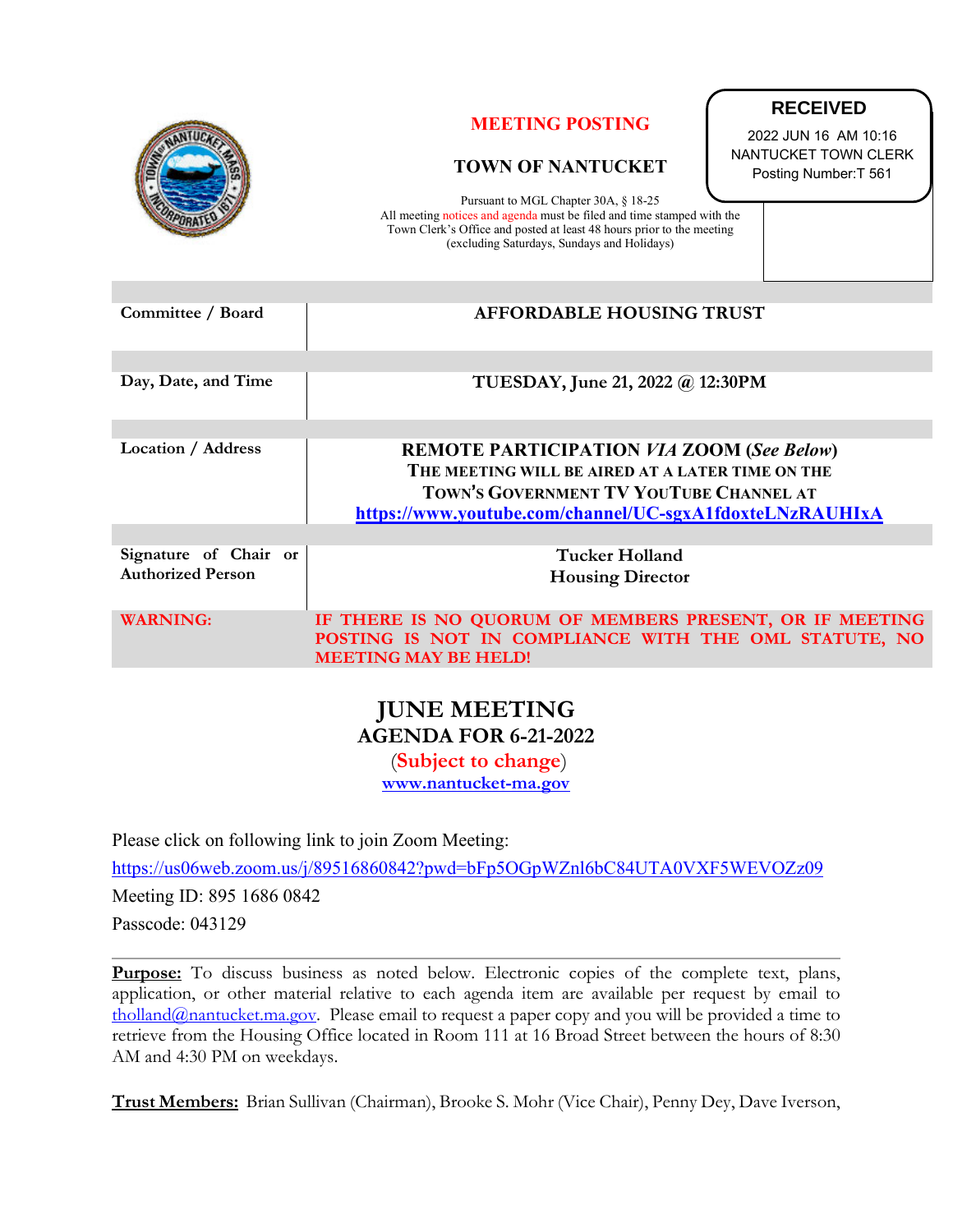**MEETING POSTING**

**TOWN OF NANTUCKET**

Pursuant to MGL Chapter 30A, § 18-25
All meeting notices and agenda must be filed and time stamped with the Town Clerk's Office and posted at least 48 hours prior to the meeting (excluding Saturdays, Sundays and Holidays)

**RECEIVED**
2022 JUN 16 AM 10:16
NANTUCKET TOWN CLERK
Posting Number:T 561

| | |
|---|---|
| **Committee / Board** | **AFFORDABLE HOUSING TRUST** |
| **Day, Date, and Time** | **TUESDAY, June 21, 2022 @ 12:30PM** |
| **Location / Address** | **REMOTE PARTICIPATION *VIA* ZOOM (*See Below*)** **THE MEETING WILL BE AIRED AT A LATER TIME ON THE TOWN'S GOVERNMENT TV YOUTUBE CHANNEL AT** **https://www.youtube.com/channel/UC-sgxA1fdoxteLNzRAUHIxA** |
| **Signature of Chair or Authorized Person** | **Tucker Holland** **Housing Director** |
| **WARNING:** | **IF THERE IS NO QUORUM OF MEMBERS PRESENT, OR IF MEETING POSTING IS NOT IN COMPLIANCE WITH THE OML STATUTE, NO MEETING MAY BE HELD!** |

# JUNE MEETING
## AGENDA FOR 6-21-2022
(**Subject to change**)
**www.nantucket-ma.gov**

Please click on following link to join Zoom Meeting:
https://us06web.zoom.us/j/89516860842?pwd=bFp5OGpWZnl6bC84UTA0VXF5WEVOZz09
Meeting ID: 895 1686 0842
Passcode: 043129

---

**Purpose:** To discuss business as noted below. Electronic copies of the complete text, plans, application, or other material relative to each agenda item are available per request by email to tholland@nantucket.ma.gov. Please email to request a paper copy and you will be provided a time to retrieve from the Housing Office located in Room 111 at 16 Broad Street between the hours of 8:30 AM and 4:30 PM on weekdays.

**Trust Members:** Brian Sullivan (Chairman), Brooke S. Mohr (Vice Chair), Penny Dey, Dave Iverson,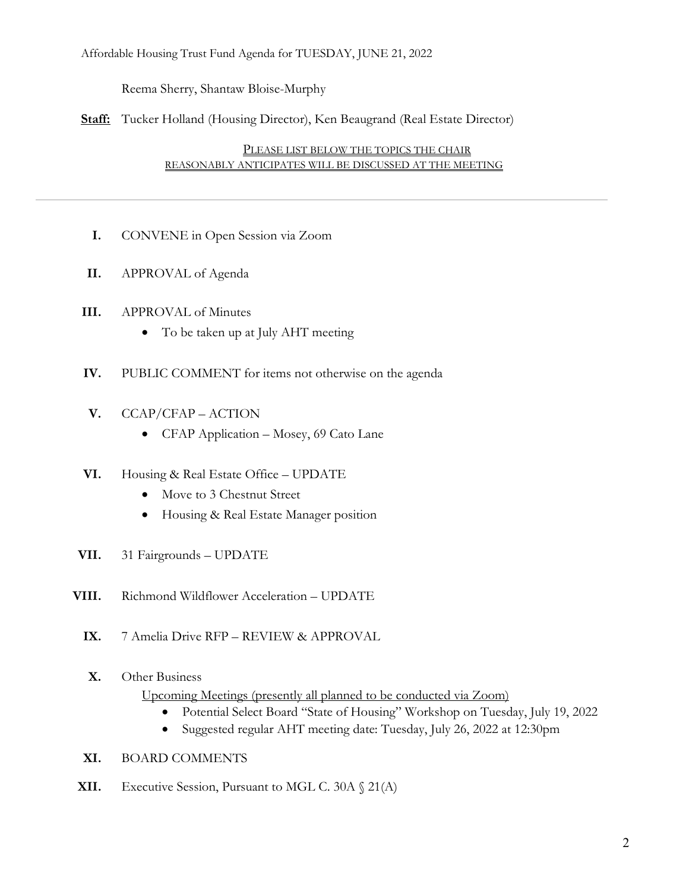Reema Sherry, Shantaw Bloise-Murphy

**Staff:** Tucker Holland (Housing Director), Ken Beaugrand (Real Estate Director)

PLEASE LIST BELOW THE TOPICS THE CHAIR REASONABLY ANTICIPATES WILL BE DISCUSSED AT THE MEETING

---

**I.** CONVENE in Open Session via Zoom

**II.** APPROVAL of Agenda

**III.** APPROVAL of Minutes

- To be taken up at July AHT meeting

**IV.** PUBLIC COMMENT for items not otherwise on the agenda

**V.** CCAP/CFAP – ACTION

- CFAP Application – Mosey, 69 Cato Lane

**VI.** Housing & Real Estate Office – UPDATE

- Move to 3 Chestnut Street
- Housing & Real Estate Manager position

**VII.** 31 Fairgrounds – UPDATE

**VIII.** Richmond Wildflower Acceleration – UPDATE

**IX.** 7 Amelia Drive RFP – REVIEW & APPROVAL

**X.** Other Business

Upcoming Meetings (presently all planned to be conducted via Zoom)

- Potential Select Board "State of Housing" Workshop on Tuesday, July 19, 2022
- Suggested regular AHT meeting date: Tuesday, July 26, 2022 at 12:30pm

**XI.** BOARD COMMENTS

**XII.** Executive Session, Pursuant to MGL C. 30A § 21(A)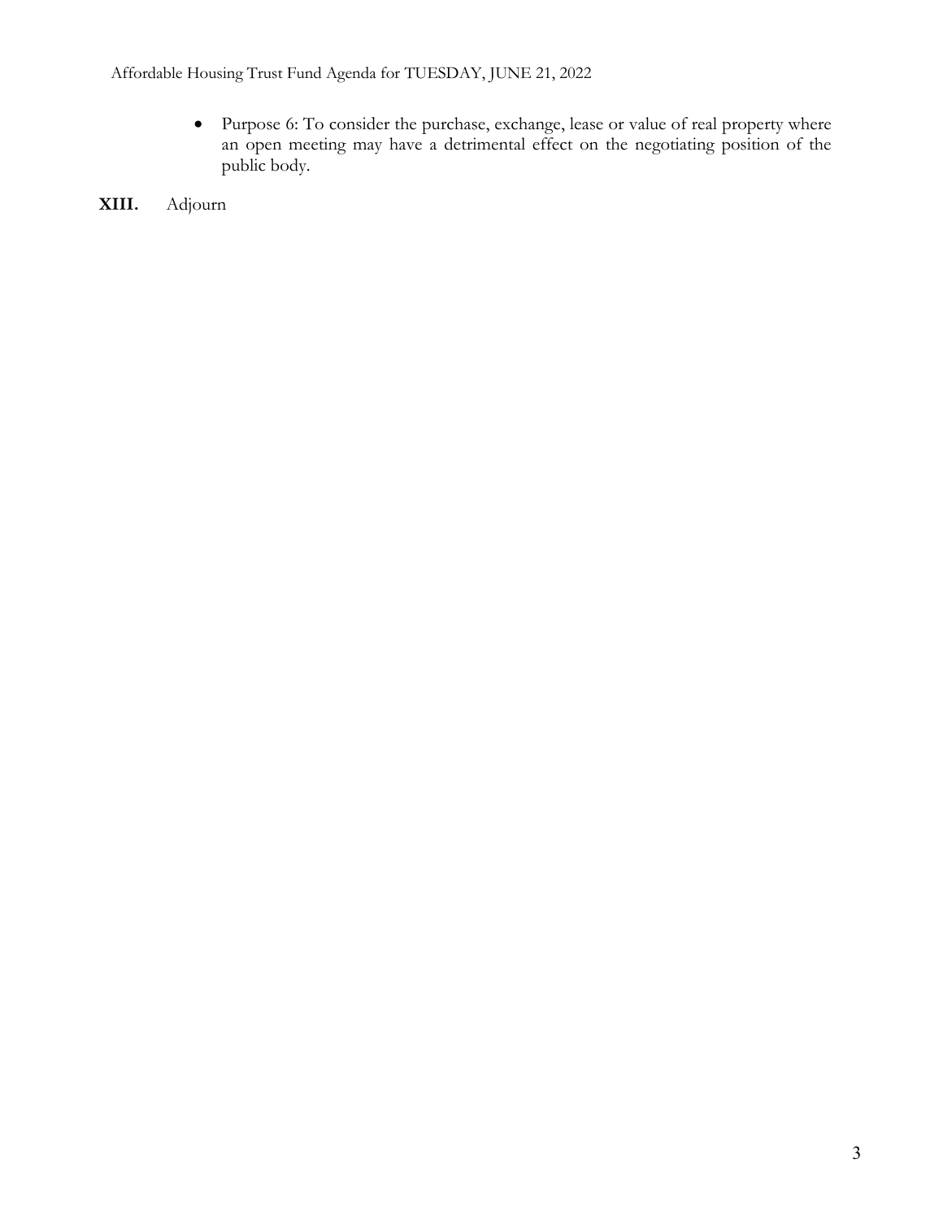- Purpose 6: To consider the purchase, exchange, lease or value of real property where an open meeting may have a detrimental effect on the negotiating position of the public body.

**XIII.** Adjourn